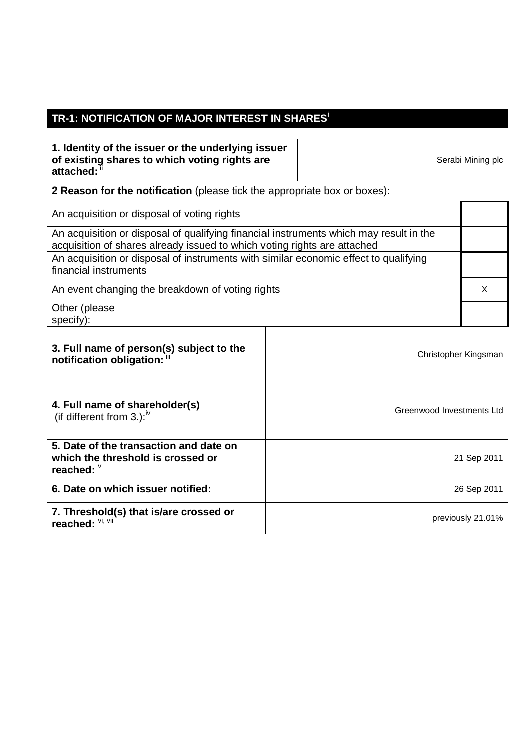# TR-1: NOTIFICATION OF MAJOR INTEREST IN SHARES[i]

| **1. Identity of the issuer or the underlying issuer of existing shares to which voting rights are attached:** [ii] | Serabi Mining plc |
|---|---|

**2 Reason for the notification** (please tick the appropriate box or boxes):

| | |
|---|---|
| An acquisition or disposal of voting rights | |
| An acquisition or disposal of qualifying financial instruments which may result in the acquisition of shares already issued to which voting rights are attached | |
| An acquisition or disposal of instruments with similar economic effect to qualifying financial instruments | |
| An event changing the breakdown of voting rights | X |
| Other (please specify): | |

| | |
|---|---|
| **3. Full name of person(s) subject to the notification obligation:** [iii] | Christopher Kingsman |
| **4. Full name of shareholder(s)** (if different from 3.):[iv] | Greenwood Investments Ltd |
| **5. Date of the transaction and date on which the threshold is crossed or reached:** [v] | 21 Sep 2011 |
| **6. Date on which issuer notified:** | 26 Sep 2011 |
| **7. Threshold(s) that is/are crossed or reached:** [vi, vii] | previously 21.01% |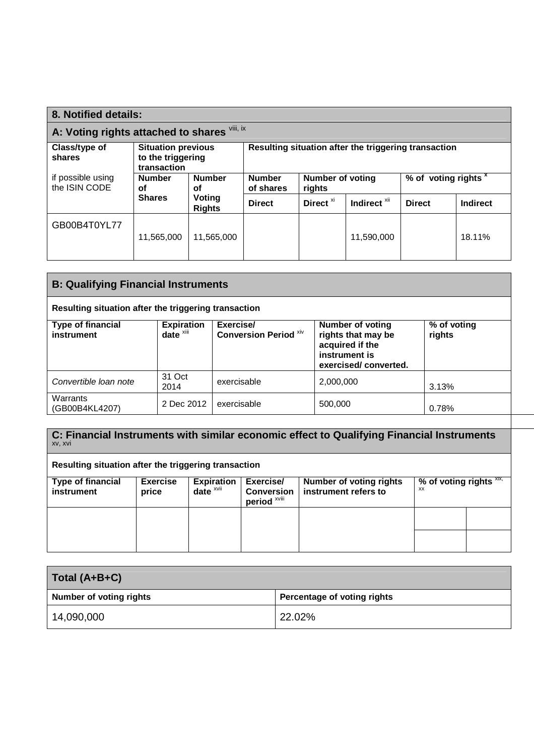## 8. Notified details:

### A: Voting rights attached to shares [viii, ix]

| Class/type of shares<br>if possible using the ISIN CODE | Situation previous to the triggering transaction | | Resulting situation after the triggering transaction | | | | |
|---|---|---|---|---|---|---|---|
| | Number of Shares | Number of Voting Rights | Number of shares | Number of voting rights | | % of voting rights [x] | |
| | | | Direct | Direct [xi] | Indirect [xii] | Direct | Indirect |
| GB00B4T0YL77 | 11,565,000 | 11,565,000 | | | 11,590,000 | | 18.11% |

### B: Qualifying Financial Instruments

**Resulting situation after the triggering transaction**

| Type of financial instrument | Expiration date [xiii] | Exercise/ Conversion Period [xiv] | Number of voting rights that may be acquired if the instrument is exercised/ converted. | % of voting rights |
|---|---|---|---|---|
| *Convertible loan note* | 31 Oct 2014 | exercisable | 2,000,000 | 3.13% |
| Warrants (GB00B4KL4207) | 2 Dec 2012 | exercisable | 500,000 | 0.78% |

### C: Financial Instruments with similar economic effect to Qualifying Financial Instruments [xv, xvi]

**Resulting situation after the triggering transaction**

| Type of financial instrument | Exercise price | Expiration date [xvii] | Exercise/ Conversion period [xviii] | Number of voting rights instrument refers to | % of voting rights [xix, xx] | |
|---|---|---|---|---|---|---|
| | | | | | | |
| | | | | | | |

### Total (A+B+C)

| Number of voting rights | Percentage of voting rights |
|---|---|
| 14,090,000 | 22.02% |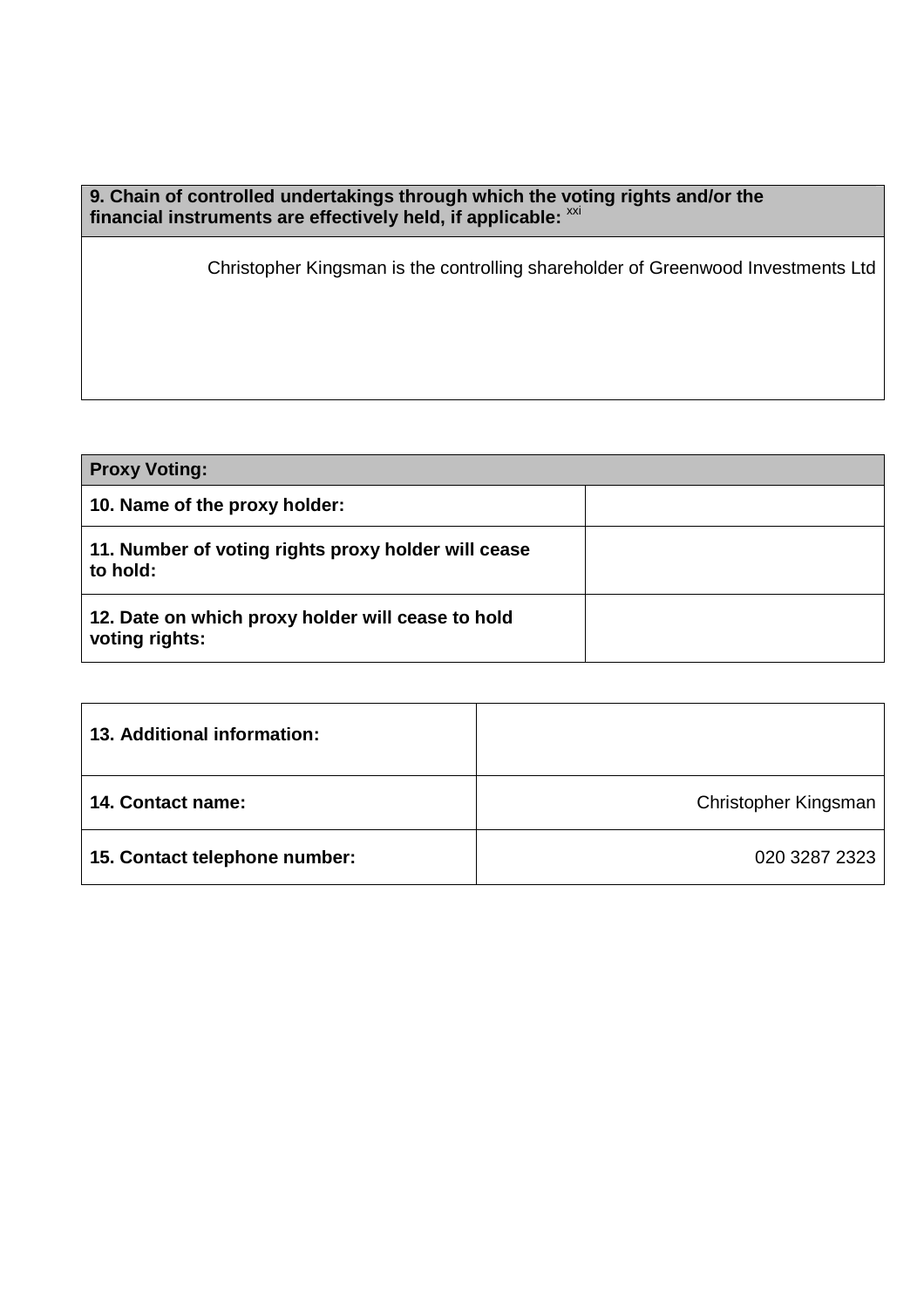| 9. Chain of controlled undertakings through which the voting rights and/or the financial instruments are effectively held, if applicable: [xxi] |
| --- |
| Christopher Kingsman is the controlling shareholder of Greenwood Investments Ltd |

| Proxy Voting: | |
| --- | --- |
| 10. Name of the proxy holder: | |
| 11. Number of voting rights proxy holder will cease to hold: | |
| 12. Date on which proxy holder will cease to hold voting rights: | |

| | |
| --- | --- |
| 13. Additional information: | |
| 14. Contact name: | Christopher Kingsman |
| 15. Contact telephone number: | 020 3287 2323 |